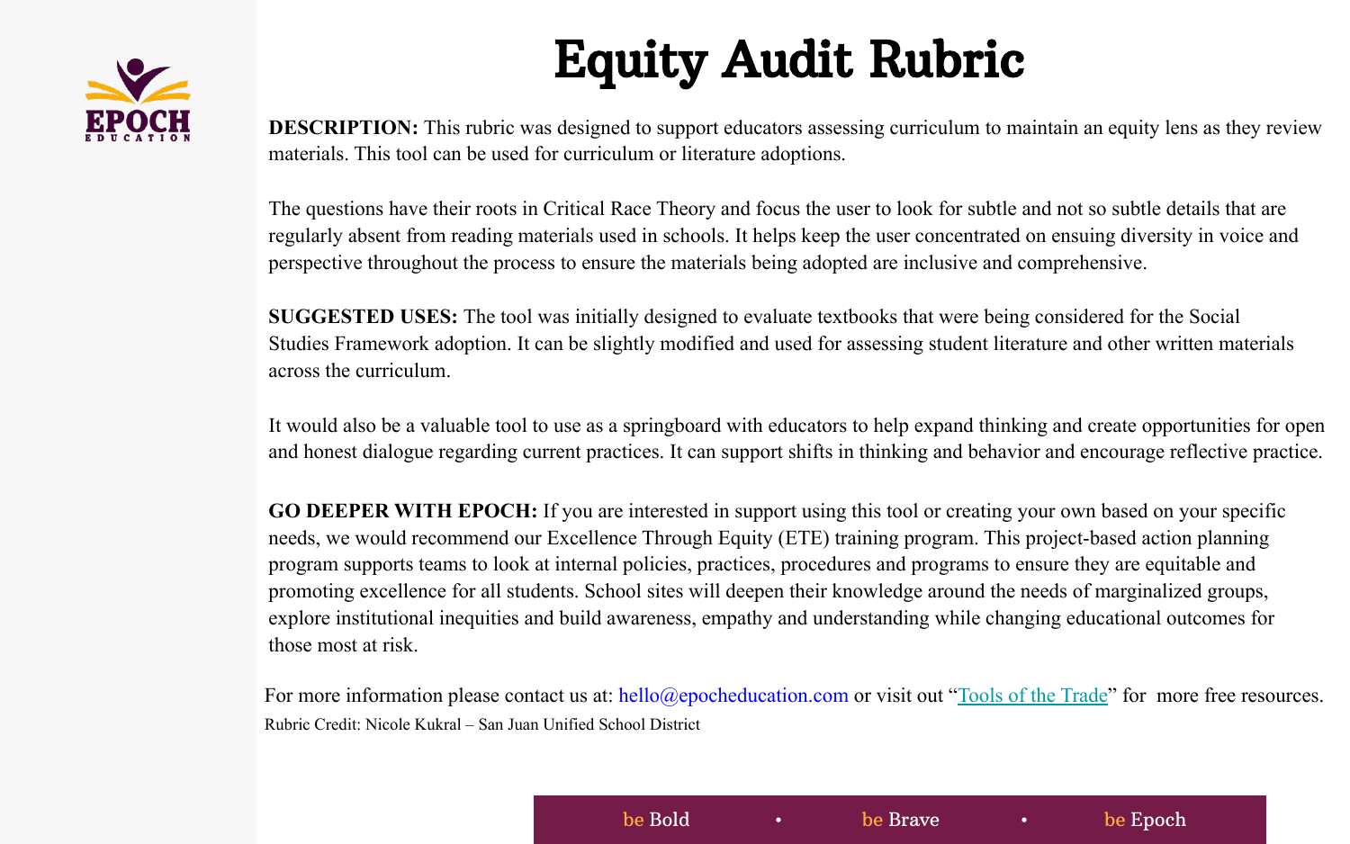EPOCH
EDUCATION

# Equity Audit Rubric

**DESCRIPTION:** This rubric was designed to support educators assessing curriculum to maintain an equity lens as they review materials. This tool can be used for curriculum or literature adoptions.

The questions have their roots in Critical Race Theory and focus the user to look for subtle and not so subtle details that are regularly absent from reading materials used in schools. It helps keep the user concentrated on ensuing diversity in voice and perspective throughout the process to ensure the materials being adopted are inclusive and comprehensive.

**SUGGESTED USES:** The tool was initially designed to evaluate textbooks that were being considered for the Social Studies Framework adoption. It can be slightly modified and used for assessing student literature and other written materials across the curriculum.

It would also be a valuable tool to use as a springboard with educators to help expand thinking and create opportunities for open and honest dialogue regarding current practices. It can support shifts in thinking and behavior and encourage reflective practice.

**GO DEEPER WITH EPOCH:** If you are interested in support using this tool or creating your own based on your specific needs, we would recommend our Excellence Through Equity (ETE) training program. This project-based action planning program supports teams to look at internal policies, practices, procedures and programs to ensure they are equitable and promoting excellence for all students. School sites will deepen their knowledge around the needs of marginalized groups, explore institutional inequities and build awareness, empathy and understanding while changing educational outcomes for those most at risk.

For more information please contact us at: hello@epocheducation.com or visit out "Tools of the Trade" for more free resources.
Rubric Credit: Nicole Kukral – San Juan Unified School District

be Bold • be Brave • be Epoch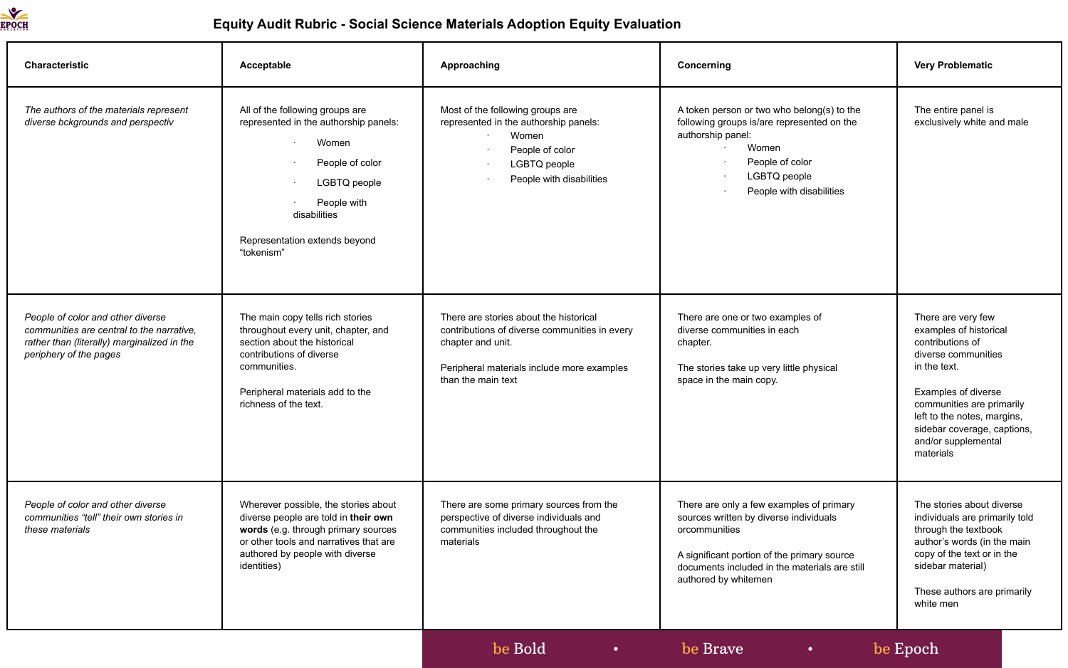# Equity Audit Rubric - Social Science Materials Adoption Equity Evaluation

| Characteristic | Acceptable | Approaching | Concerning | Very Problematic |
|---|---|---|---|---|
| *The authors of the materials represent diverse bckgrounds and perspectiv* | All of the following groups are represented in the authorship panels:<br>· Women<br>· People of color<br>· LGBTQ people<br>· People with disabilities<br><br>Representation extends beyond "tokenism" | Most of the following groups are represented in the authorship panels:<br>· Women<br>· People of color<br>· LGBTQ people<br>· People with disabilities | A token person or two who belong(s) to the following groups is/are represented on the authorship panel:<br>· Women<br>· People of color<br>· LGBTQ people<br>· People with disabilities | The entire panel is exclusively white and male |
| *People of color and other diverse communities are central to the narrative, rather than (literally) marginalized in the periphery of the pages* | The main copy tells rich stories throughout every unit, chapter, and section about the historical contributions of diverse communities.<br><br>Peripheral materials add to the richness of the text. | There are stories about the historical contributions of diverse communities in every chapter and unit.<br><br>Peripheral materials include more examples than the main text | There are one or two examples of diverse communities in each chapter.<br><br>The stories take up very little physical space in the main copy. | There are very few examples of historical contributions of diverse communities in the text.<br><br>Examples of diverse communities are primarily left to the notes, margins, sidebar coverage, captions, and/or supplemental materials |
| *People of color and other diverse communities "tell" their own stories in these materials* | Wherever possible, the stories about diverse people are told in **their own words** (e.g. through primary sources or other tools and narratives that are authored by people with diverse identities) | There are some primary sources from the perspective of diverse individuals and communities included throughout the materials | There are only a few examples of primary sources written by diverse individuals orcommunities<br><br>A significant portion of the primary source documents included in the materials are still authored by whitemen | The stories about diverse individuals are primarily told through the textbook author's words (in the main copy of the text or in the sidebar material)<br><br>These authors are primarily white men |

be Bold • be Brave • be Epoch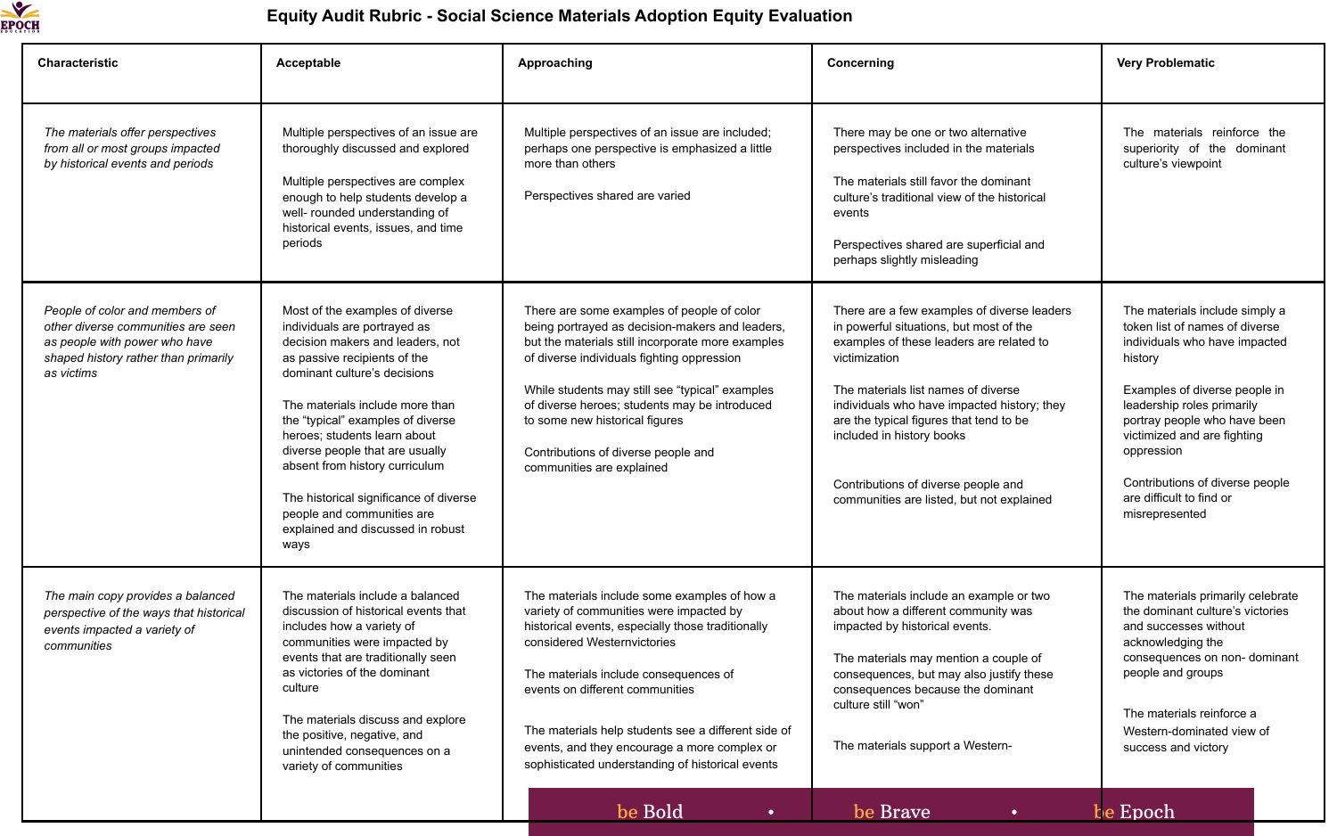# Equity Audit Rubric - Social Science Materials Adoption Equity Evaluation

| Characteristic | Acceptable | Approaching | Concerning | Very Problematic |
|---|---|---|---|---|
| *The materials offer perspectives from all or most groups impacted by historical events and periods* | Multiple perspectives of an issue are thoroughly discussed and explored<br><br>Multiple perspectives are complex enough to help students develop a well- rounded understanding of historical events, issues, and time periods | Multiple perspectives of an issue are included; perhaps one perspective is emphasized a little more than others<br><br>Perspectives shared are varied | There may be one or two alternative perspectives included in the materials<br><br>The materials still favor the dominant culture's traditional view of the historical events<br><br>Perspectives shared are superficial and perhaps slightly misleading | The materials reinforce the superiority of the dominant culture's viewpoint |
| *People of color and members of other diverse communities are seen as people with power who have shaped history rather than primarily as victims* | Most of the examples of diverse individuals are portrayed as decision makers and leaders, not as passive recipients of the dominant culture's decisions<br><br>The materials include more than the "typical" examples of diverse heroes; students learn about diverse people that are usually absent from history curriculum<br><br>The historical significance of diverse people and communities are explained and discussed in robust ways | There are some examples of people of color being portrayed as decision-makers and leaders, but the materials still incorporate more examples of diverse individuals fighting oppression<br><br>While students may still see "typical" examples of diverse heroes; students may be introduced to some new historical figures<br><br>Contributions of diverse people and communities are explained | There are a few examples of diverse leaders in powerful situations, but most of the examples of these leaders are related to victimization<br><br>The materials list names of diverse individuals who have impacted history; they are the typical figures that tend to be included in history books<br><br>Contributions of diverse people and communities are listed, but not explained | The materials include simply a token list of names of diverse individuals who have impacted history<br><br>Examples of diverse people in leadership roles primarily portray people who have been victimized and are fighting oppression<br><br>Contributions of diverse people are difficult to find or misrepresented |
| *The main copy provides a balanced perspective of the ways that historical events impacted a variety of communities* | The materials include a balanced discussion of historical events that includes how a variety of communities were impacted by events that are traditionally seen as victories of the dominant culture<br><br>The materials discuss and explore the positive, negative, and unintended consequences on a variety of communities | The materials include some examples of how a variety of communities were impacted by historical events, especially those traditionally considered Westernvictories<br><br>The materials include consequences of events on different communities<br><br>The materials help students see a different side of events, and they encourage a more complex or sophisticated understanding of historical events | The materials include an example or two about how a different community was impacted by historical events.<br><br>The materials may mention a couple of consequences, but may also justify these consequences because the dominant culture still "won"<br><br>The materials support a Western- | The materials primarily celebrate the dominant culture's victories and successes without acknowledging the consequences on non- dominant people and groups<br><br>The materials reinforce a Western-dominated view of success and victory |

be Bold • be Brave • be Epoch